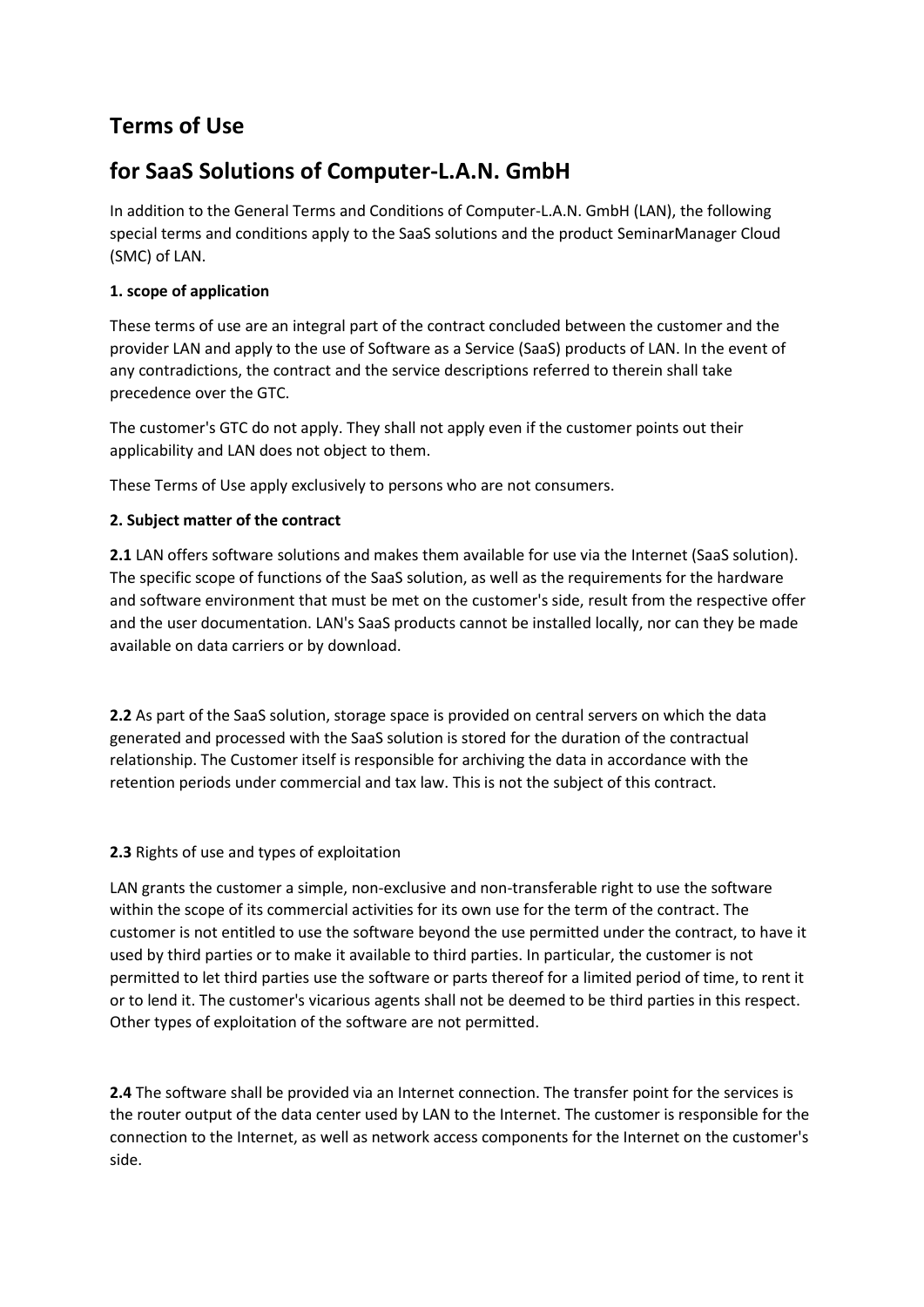# Terms of Use

# for SaaS Solutions of Computer-L.A.N. GmbH

In addition to the General Terms and Conditions of Computer-L.A.N. GmbH (LAN), the following special terms and conditions apply to the SaaS solutions and the product SeminarManager Cloud (SMC) of LAN.

**1. scope of application**

These terms of use are an integral part of the contract concluded between the customer and the provider LAN and apply to the use of Software as a Service (SaaS) products of LAN. In the event of any contradictions, the contract and the service descriptions referred to therein shall take precedence over the GTC.

The customer's GTC do not apply. They shall not apply even if the customer points out their applicability and LAN does not object to them.

These Terms of Use apply exclusively to persons who are not consumers.

**2. Subject matter of the contract**

**2.1** LAN offers software solutions and makes them available for use via the Internet (SaaS solution). The specific scope of functions of the SaaS solution, as well as the requirements for the hardware and software environment that must be met on the customer's side, result from the respective offer and the user documentation. LAN's SaaS products cannot be installed locally, nor can they be made available on data carriers or by download.

**2.2** As part of the SaaS solution, storage space is provided on central servers on which the data generated and processed with the SaaS solution is stored for the duration of the contractual relationship. The Customer itself is responsible for archiving the data in accordance with the retention periods under commercial and tax law. This is not the subject of this contract.

**2.3** Rights of use and types of exploitation

LAN grants the customer a simple, non-exclusive and non-transferable right to use the software within the scope of its commercial activities for its own use for the term of the contract. The customer is not entitled to use the software beyond the use permitted under the contract, to have it used by third parties or to make it available to third parties. In particular, the customer is not permitted to let third parties use the software or parts thereof for a limited period of time, to rent it or to lend it. The customer's vicarious agents shall not be deemed to be third parties in this respect. Other types of exploitation of the software are not permitted.

**2.4** The software shall be provided via an Internet connection. The transfer point for the services is the router output of the data center used by LAN to the Internet. The customer is responsible for the connection to the Internet, as well as network access components for the Internet on the customer's side.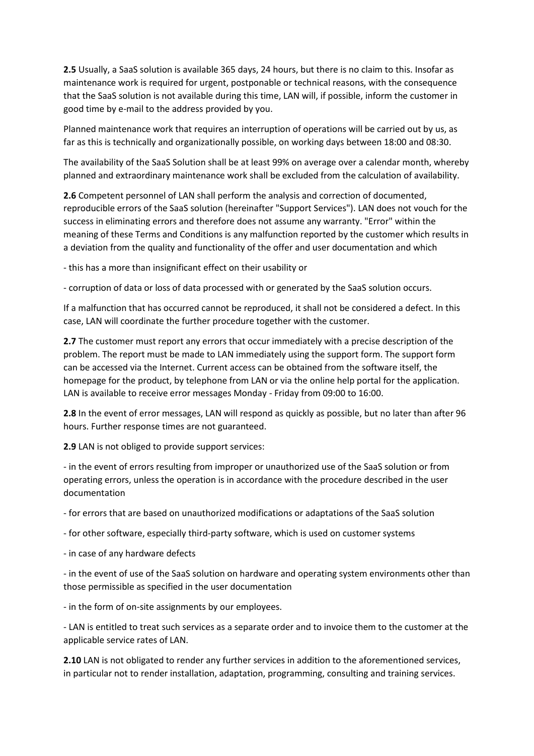**2.5** Usually, a SaaS solution is available 365 days, 24 hours, but there is no claim to this. Insofar as maintenance work is required for urgent, postponable or technical reasons, with the consequence that the SaaS solution is not available during this time, LAN will, if possible, inform the customer in good time by e-mail to the address provided by you.

Planned maintenance work that requires an interruption of operations will be carried out by us, as far as this is technically and organizationally possible, on working days between 18:00 and 08:30.

The availability of the SaaS Solution shall be at least 99% on average over a calendar month, whereby planned and extraordinary maintenance work shall be excluded from the calculation of availability.

**2.6** Competent personnel of LAN shall perform the analysis and correction of documented, reproducible errors of the SaaS solution (hereinafter "Support Services"). LAN does not vouch for the success in eliminating errors and therefore does not assume any warranty. "Error" within the meaning of these Terms and Conditions is any malfunction reported by the customer which results in a deviation from the quality and functionality of the offer and user documentation and which

- this has a more than insignificant effect on their usability or
- corruption of data or loss of data processed with or generated by the SaaS solution occurs.

If a malfunction that has occurred cannot be reproduced, it shall not be considered a defect. In this case, LAN will coordinate the further procedure together with the customer.

**2.7** The customer must report any errors that occur immediately with a precise description of the problem. The report must be made to LAN immediately using the support form. The support form can be accessed via the Internet. Current access can be obtained from the software itself, the homepage for the product, by telephone from LAN or via the online help portal for the application. LAN is available to receive error messages Monday - Friday from 09:00 to 16:00.

**2.8** In the event of error messages, LAN will respond as quickly as possible, but no later than after 96 hours. Further response times are not guaranteed.

**2.9** LAN is not obliged to provide support services:

- in the event of errors resulting from improper or unauthorized use of the SaaS solution or from operating errors, unless the operation is in accordance with the procedure described in the user documentation
- for errors that are based on unauthorized modifications or adaptations of the SaaS solution
- for other software, especially third-party software, which is used on customer systems
- in case of any hardware defects
- in the event of use of the SaaS solution on hardware and operating system environments other than those permissible as specified in the user documentation
- in the form of on-site assignments by our employees.
- LAN is entitled to treat such services as a separate order and to invoice them to the customer at the applicable service rates of LAN.

**2.10** LAN is not obligated to render any further services in addition to the aforementioned services, in particular not to render installation, adaptation, programming, consulting and training services.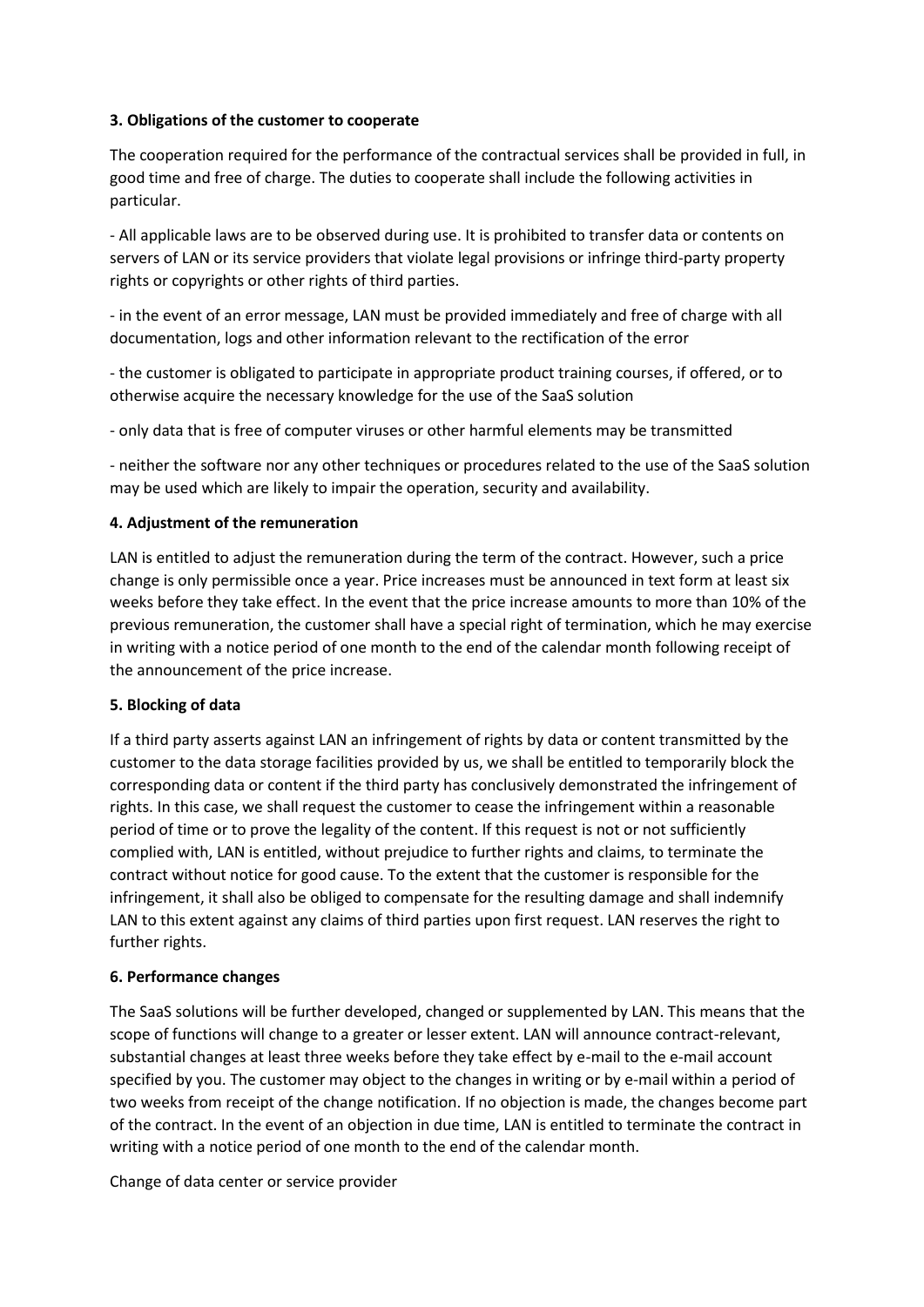**3. Obligations of the customer to cooperate**

The cooperation required for the performance of the contractual services shall be provided in full, in good time and free of charge. The duties to cooperate shall include the following activities in particular.

- All applicable laws are to be observed during use. It is prohibited to transfer data or contents on servers of LAN or its service providers that violate legal provisions or infringe third-party property rights or copyrights or other rights of third parties.

- in the event of an error message, LAN must be provided immediately and free of charge with all documentation, logs and other information relevant to the rectification of the error

- the customer is obligated to participate in appropriate product training courses, if offered, or to otherwise acquire the necessary knowledge for the use of the SaaS solution

- only data that is free of computer viruses or other harmful elements may be transmitted

- neither the software nor any other techniques or procedures related to the use of the SaaS solution may be used which are likely to impair the operation, security and availability.

**4. Adjustment of the remuneration**

LAN is entitled to adjust the remuneration during the term of the contract. However, such a price change is only permissible once a year. Price increases must be announced in text form at least six weeks before they take effect. In the event that the price increase amounts to more than 10% of the previous remuneration, the customer shall have a special right of termination, which he may exercise in writing with a notice period of one month to the end of the calendar month following receipt of the announcement of the price increase.

**5. Blocking of data**

If a third party asserts against LAN an infringement of rights by data or content transmitted by the customer to the data storage facilities provided by us, we shall be entitled to temporarily block the corresponding data or content if the third party has conclusively demonstrated the infringement of rights. In this case, we shall request the customer to cease the infringement within a reasonable period of time or to prove the legality of the content. If this request is not or not sufficiently complied with, LAN is entitled, without prejudice to further rights and claims, to terminate the contract without notice for good cause. To the extent that the customer is responsible for the infringement, it shall also be obliged to compensate for the resulting damage and shall indemnify LAN to this extent against any claims of third parties upon first request. LAN reserves the right to further rights.

**6. Performance changes**

The SaaS solutions will be further developed, changed or supplemented by LAN. This means that the scope of functions will change to a greater or lesser extent. LAN will announce contract-relevant, substantial changes at least three weeks before they take effect by e-mail to the e-mail account specified by you. The customer may object to the changes in writing or by e-mail within a period of two weeks from receipt of the change notification. If no objection is made, the changes become part of the contract. In the event of an objection in due time, LAN is entitled to terminate the contract in writing with a notice period of one month to the end of the calendar month.

Change of data center or service provider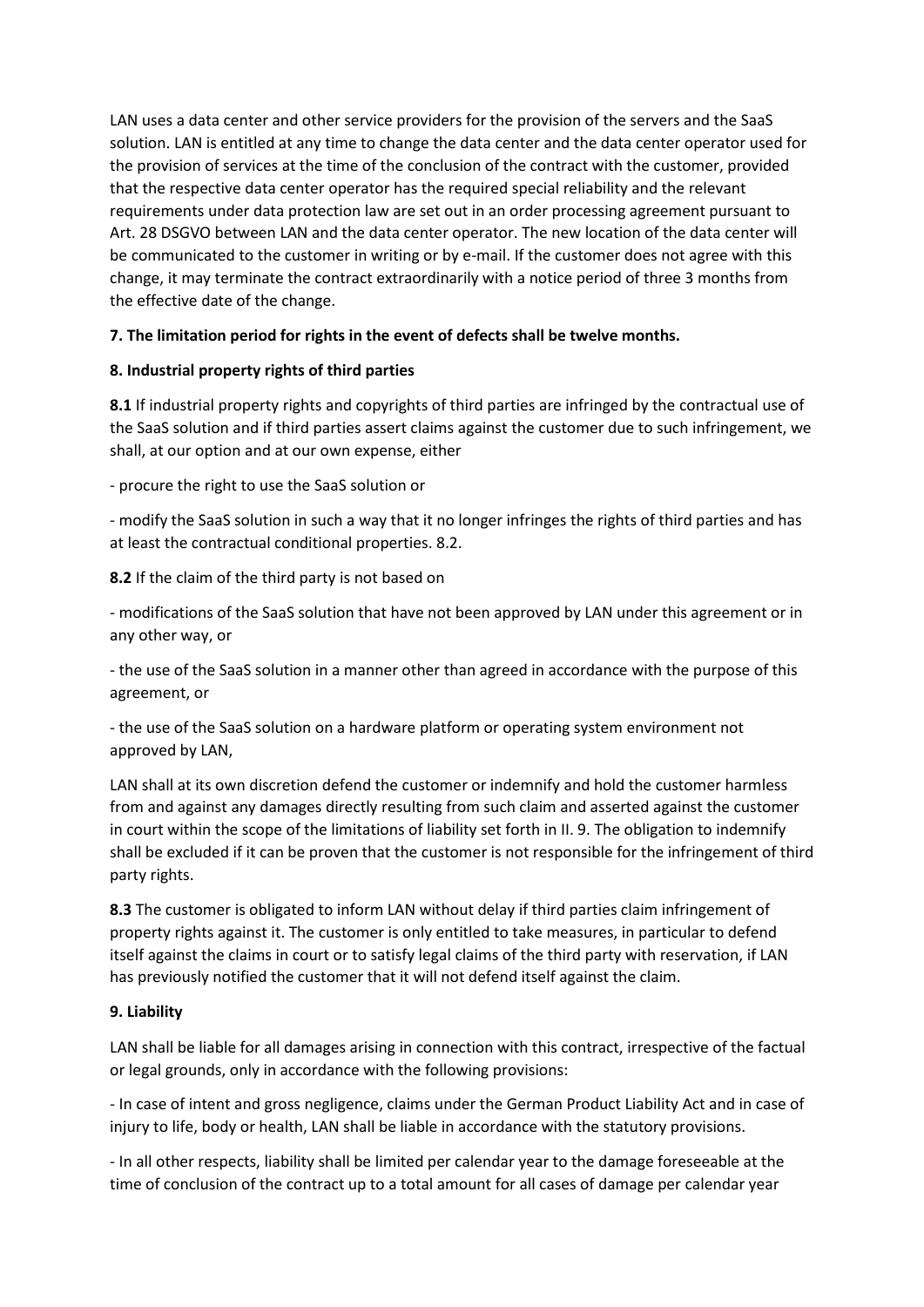LAN uses a data center and other service providers for the provision of the servers and the SaaS solution. LAN is entitled at any time to change the data center and the data center operator used for the provision of services at the time of the conclusion of the contract with the customer, provided that the respective data center operator has the required special reliability and the relevant requirements under data protection law are set out in an order processing agreement pursuant to Art. 28 DSGVO between LAN and the data center operator. The new location of the data center will be communicated to the customer in writing or by e-mail. If the customer does not agree with this change, it may terminate the contract extraordinarily with a notice period of three 3 months from the effective date of the change.

**7. The limitation period for rights in the event of defects shall be twelve months.**

**8. Industrial property rights of third parties**

**8.1** If industrial property rights and copyrights of third parties are infringed by the contractual use of the SaaS solution and if third parties assert claims against the customer due to such infringement, we shall, at our option and at our own expense, either

- procure the right to use the SaaS solution or

- modify the SaaS solution in such a way that it no longer infringes the rights of third parties and has at least the contractual conditional properties. 8.2.

**8.2** If the claim of the third party is not based on

- modifications of the SaaS solution that have not been approved by LAN under this agreement or in any other way, or

- the use of the SaaS solution in a manner other than agreed in accordance with the purpose of this agreement, or

- the use of the SaaS solution on a hardware platform or operating system environment not approved by LAN,

LAN shall at its own discretion defend the customer or indemnify and hold the customer harmless from and against any damages directly resulting from such claim and asserted against the customer in court within the scope of the limitations of liability set forth in II. 9. The obligation to indemnify shall be excluded if it can be proven that the customer is not responsible for the infringement of third party rights.

**8.3** The customer is obligated to inform LAN without delay if third parties claim infringement of property rights against it. The customer is only entitled to take measures, in particular to defend itself against the claims in court or to satisfy legal claims of the third party with reservation, if LAN has previously notified the customer that it will not defend itself against the claim.

**9. Liability**

LAN shall be liable for all damages arising in connection with this contract, irrespective of the factual or legal grounds, only in accordance with the following provisions:

- In case of intent and gross negligence, claims under the German Product Liability Act and in case of injury to life, body or health, LAN shall be liable in accordance with the statutory provisions.

- In all other respects, liability shall be limited per calendar year to the damage foreseeable at the time of conclusion of the contract up to a total amount for all cases of damage per calendar year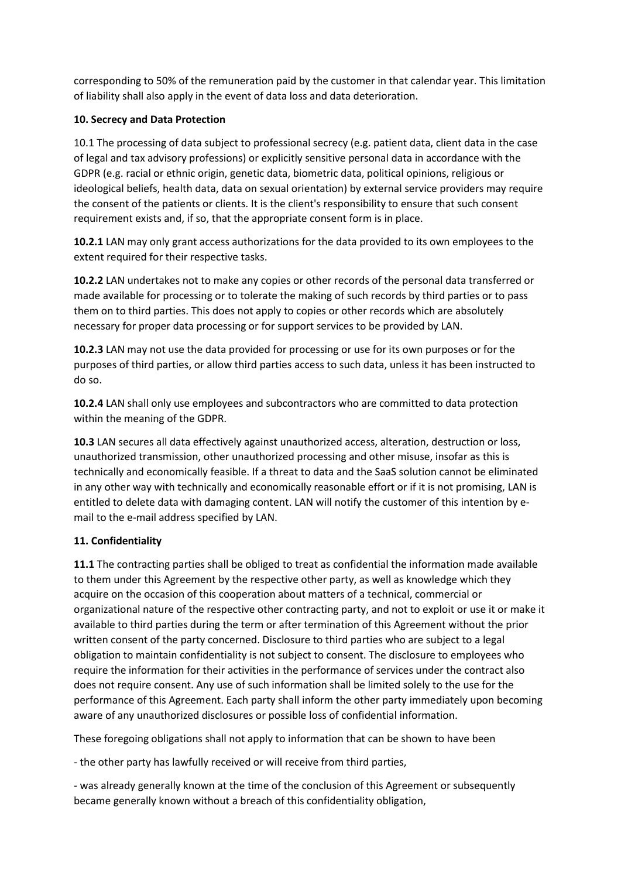corresponding to 50% of the remuneration paid by the customer in that calendar year. This limitation of liability shall also apply in the event of data loss and data deterioration.

**10. Secrecy and Data Protection**

10.1 The processing of data subject to professional secrecy (e.g. patient data, client data in the case of legal and tax advisory professions) or explicitly sensitive personal data in accordance with the GDPR (e.g. racial or ethnic origin, genetic data, biometric data, political opinions, religious or ideological beliefs, health data, data on sexual orientation) by external service providers may require the consent of the patients or clients. It is the client's responsibility to ensure that such consent requirement exists and, if so, that the appropriate consent form is in place.

**10.2.1** LAN may only grant access authorizations for the data provided to its own employees to the extent required for their respective tasks.

**10.2.2** LAN undertakes not to make any copies or other records of the personal data transferred or made available for processing or to tolerate the making of such records by third parties or to pass them on to third parties. This does not apply to copies or other records which are absolutely necessary for proper data processing or for support services to be provided by LAN.

**10.2.3** LAN may not use the data provided for processing or use for its own purposes or for the purposes of third parties, or allow third parties access to such data, unless it has been instructed to do so.

**10.2.4** LAN shall only use employees and subcontractors who are committed to data protection within the meaning of the GDPR.

**10.3** LAN secures all data effectively against unauthorized access, alteration, destruction or loss, unauthorized transmission, other unauthorized processing and other misuse, insofar as this is technically and economically feasible. If a threat to data and the SaaS solution cannot be eliminated in any other way with technically and economically reasonable effort or if it is not promising, LAN is entitled to delete data with damaging content. LAN will notify the customer of this intention by e-mail to the e-mail address specified by LAN.

**11. Confidentiality**

**11.1** The contracting parties shall be obliged to treat as confidential the information made available to them under this Agreement by the respective other party, as well as knowledge which they acquire on the occasion of this cooperation about matters of a technical, commercial or organizational nature of the respective other contracting party, and not to exploit or use it or make it available to third parties during the term or after termination of this Agreement without the prior written consent of the party concerned. Disclosure to third parties who are subject to a legal obligation to maintain confidentiality is not subject to consent. The disclosure to employees who require the information for their activities in the performance of services under the contract also does not require consent. Any use of such information shall be limited solely to the use for the performance of this Agreement. Each party shall inform the other party immediately upon becoming aware of any unauthorized disclosures or possible loss of confidential information.

These foregoing obligations shall not apply to information that can be shown to have been

- the other party has lawfully received or will receive from third parties,

- was already generally known at the time of the conclusion of this Agreement or subsequently became generally known without a breach of this confidentiality obligation,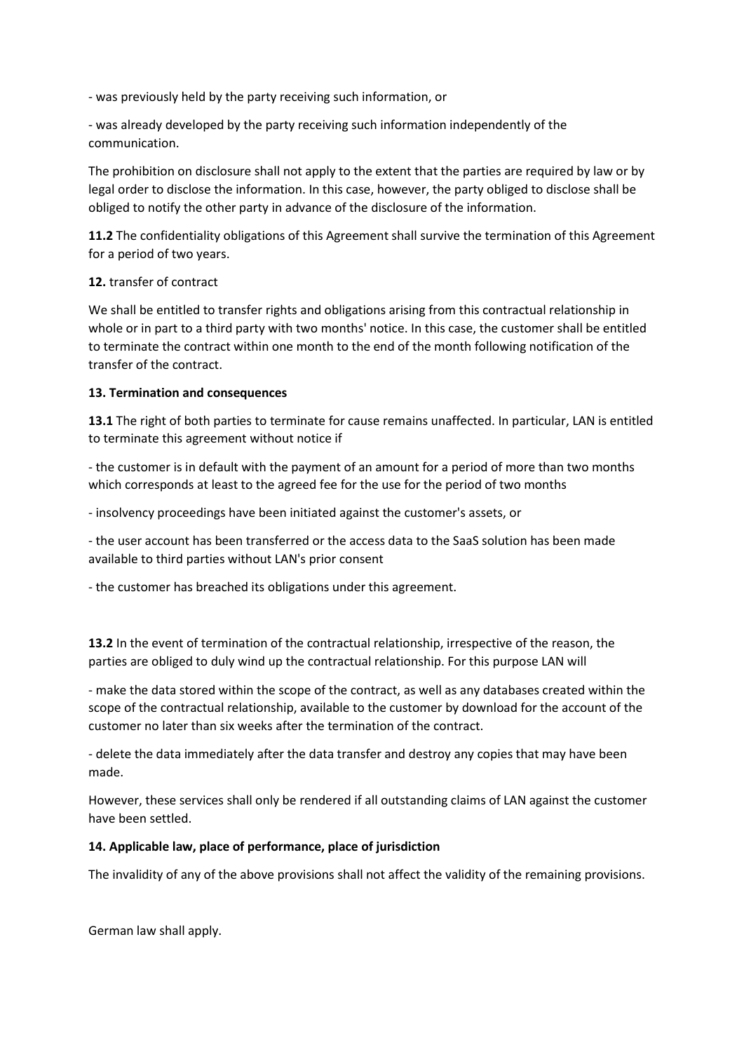- was previously held by the party receiving such information, or

- was already developed by the party receiving such information independently of the communication.

The prohibition on disclosure shall not apply to the extent that the parties are required by law or by legal order to disclose the information. In this case, however, the party obliged to disclose shall be obliged to notify the other party in advance of the disclosure of the information.

**11.2** The confidentiality obligations of this Agreement shall survive the termination of this Agreement for a period of two years.

**12.** transfer of contract

We shall be entitled to transfer rights and obligations arising from this contractual relationship in whole or in part to a third party with two months' notice. In this case, the customer shall be entitled to terminate the contract within one month to the end of the month following notification of the transfer of the contract.

**13. Termination and consequences**

**13.1** The right of both parties to terminate for cause remains unaffected. In particular, LAN is entitled to terminate this agreement without notice if

- the customer is in default with the payment of an amount for a period of more than two months which corresponds at least to the agreed fee for the use for the period of two months

- insolvency proceedings have been initiated against the customer's assets, or

- the user account has been transferred or the access data to the SaaS solution has been made available to third parties without LAN's prior consent

- the customer has breached its obligations under this agreement.

**13.2** In the event of termination of the contractual relationship, irrespective of the reason, the parties are obliged to duly wind up the contractual relationship. For this purpose LAN will

- make the data stored within the scope of the contract, as well as any databases created within the scope of the contractual relationship, available to the customer by download for the account of the customer no later than six weeks after the termination of the contract.

- delete the data immediately after the data transfer and destroy any copies that may have been made.

However, these services shall only be rendered if all outstanding claims of LAN against the customer have been settled.

**14. Applicable law, place of performance, place of jurisdiction**

The invalidity of any of the above provisions shall not affect the validity of the remaining provisions.

German law shall apply.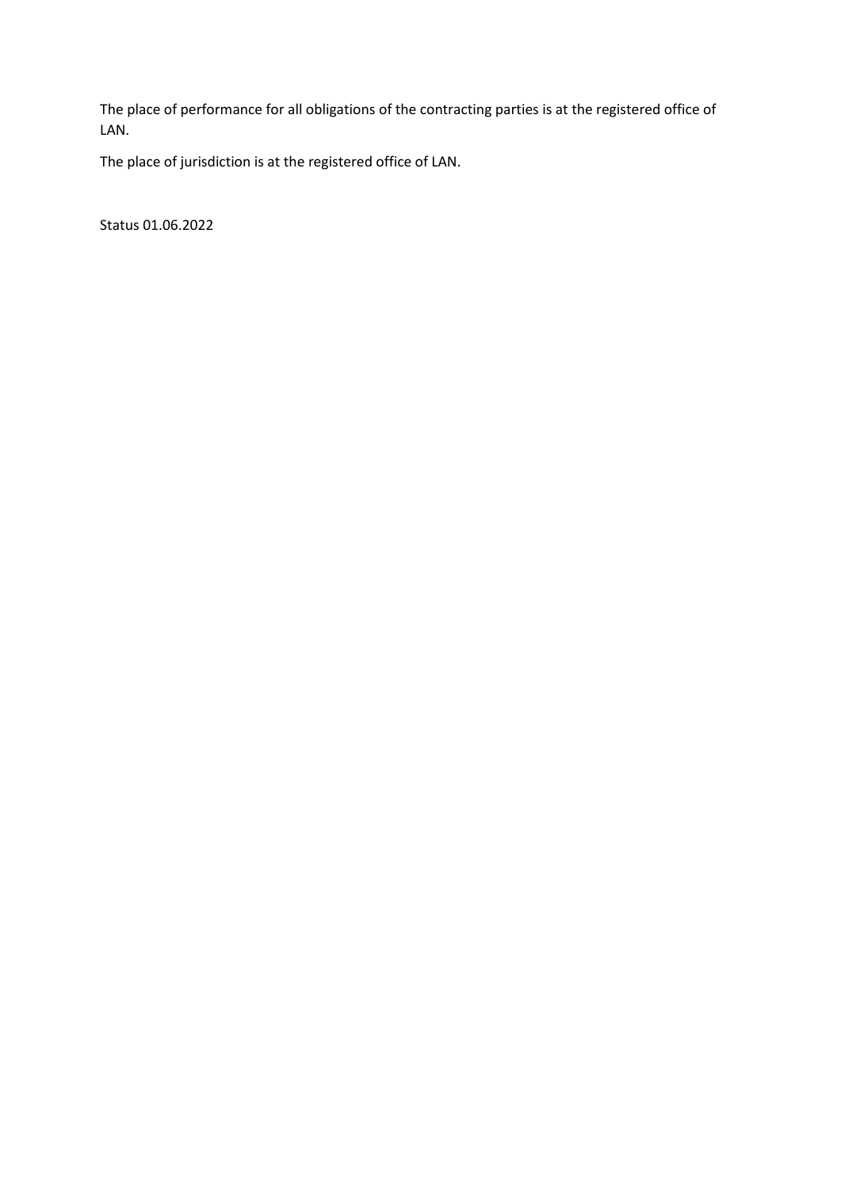The place of performance for all obligations of the contracting parties is at the registered office of LAN.

The place of jurisdiction is at the registered office of LAN.

Status 01.06.2022